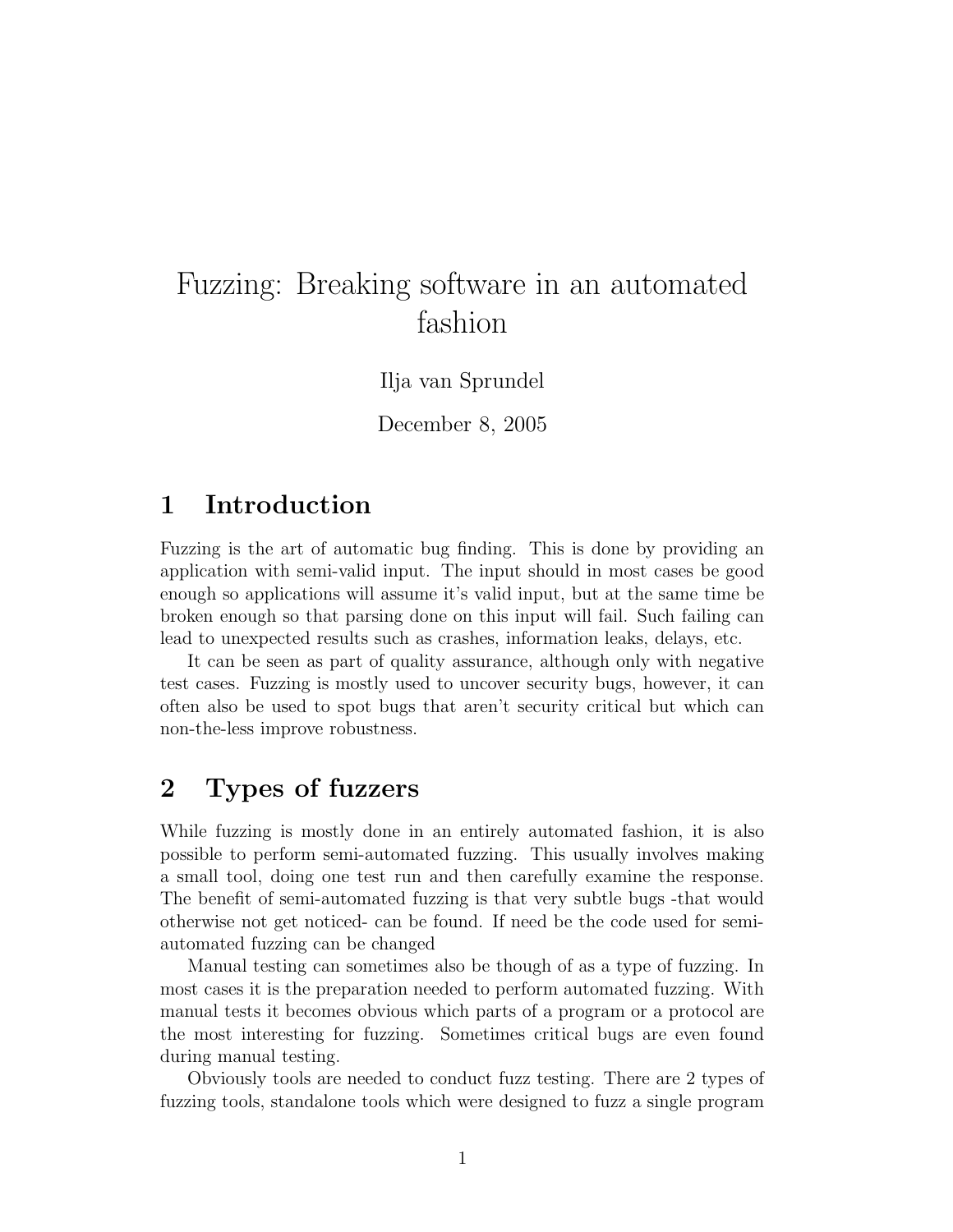# Fuzzing: Breaking software in an automated fashion

Ilja van Sprundel

December 8, 2005

## 1 Introduction

Fuzzing is the art of automatic bug finding. This is done by providing an application with semi-valid input. The input should in most cases be good enough so applications will assume it's valid input, but at the same time be broken enough so that parsing done on this input will fail. Such failing can lead to unexpected results such as crashes, information leaks, delays, etc.

It can be seen as part of quality assurance, although only with negative test cases. Fuzzing is mostly used to uncover security bugs, however, it can often also be used to spot bugs that aren't security critical but which can non-the-less improve robustness.

## 2 Types of fuzzers

While fuzzing is mostly done in an entirely automated fashion, it is also possible to perform semi-automated fuzzing. This usually involves making a small tool, doing one test run and then carefully examine the response. The benefit of semi-automated fuzzing is that very subtle bugs -that would otherwise not get noticed- can be found. If need be the code used for semi-automated fuzzing can be changed

Manual testing can sometimes also be though of as a type of fuzzing. In most cases it is the preparation needed to perform automated fuzzing. With manual tests it becomes obvious which parts of a program or a protocol are the most interesting for fuzzing. Sometimes critical bugs are even found during manual testing.

Obviously tools are needed to conduct fuzz testing. There are 2 types of fuzzing tools, standalone tools which were designed to fuzz a single program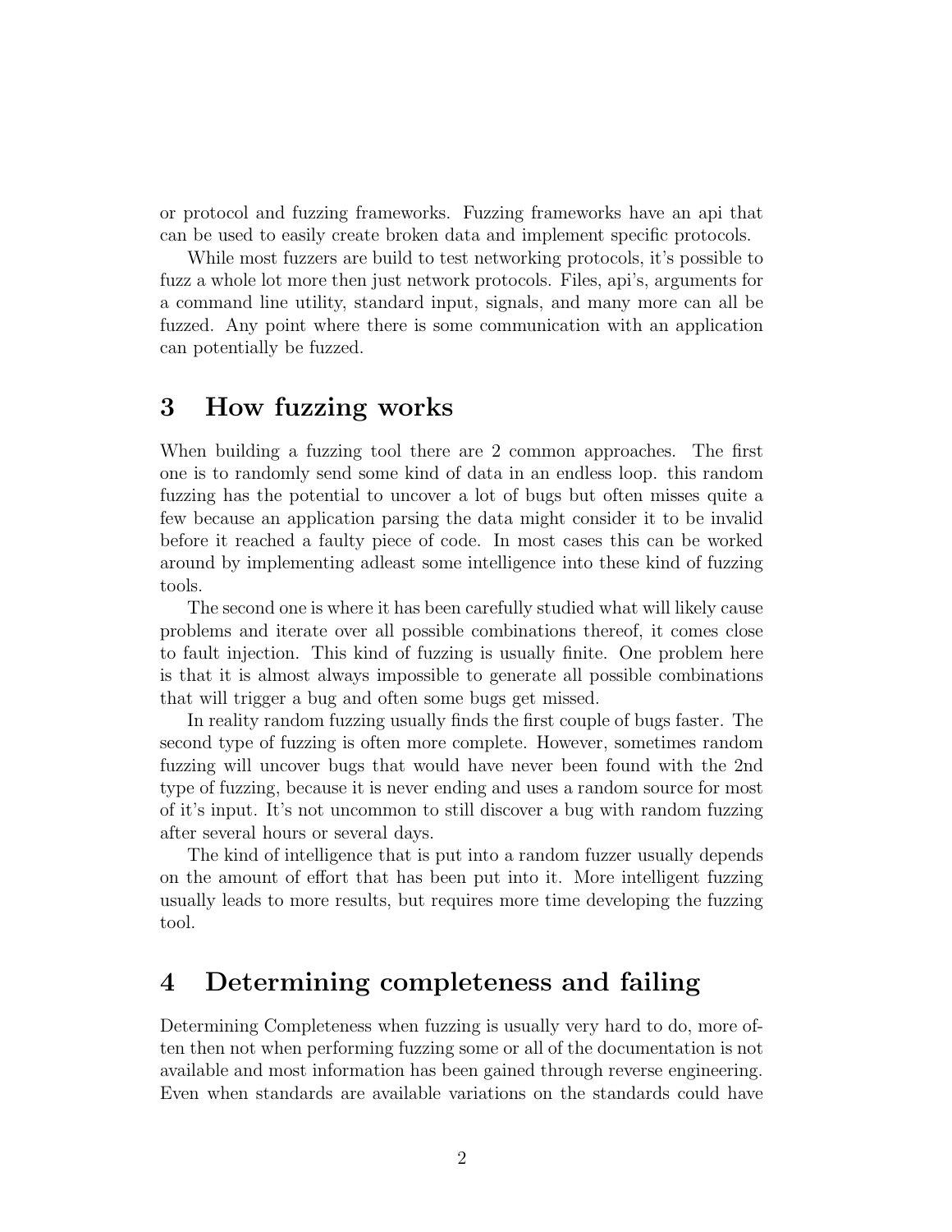or protocol and fuzzing frameworks. Fuzzing frameworks have an api that can be used to easily create broken data and implement specific protocols.

While most fuzzers are build to test networking protocols, it's possible to fuzz a whole lot more then just network protocols. Files, api's, arguments for a command line utility, standard input, signals, and many more can all be fuzzed. Any point where there is some communication with an application can potentially be fuzzed.

## 3 How fuzzing works

When building a fuzzing tool there are 2 common approaches. The first one is to randomly send some kind of data in an endless loop. this random fuzzing has the potential to uncover a lot of bugs but often misses quite a few because an application parsing the data might consider it to be invalid before it reached a faulty piece of code. In most cases this can be worked around by implementing adleast some intelligence into these kind of fuzzing tools.

The second one is where it has been carefully studied what will likely cause problems and iterate over all possible combinations thereof, it comes close to fault injection. This kind of fuzzing is usually finite. One problem here is that it is almost always impossible to generate all possible combinations that will trigger a bug and often some bugs get missed.

In reality random fuzzing usually finds the first couple of bugs faster. The second type of fuzzing is often more complete. However, sometimes random fuzzing will uncover bugs that would have never been found with the 2nd type of fuzzing, because it is never ending and uses a random source for most of it's input. It's not uncommon to still discover a bug with random fuzzing after several hours or several days.

The kind of intelligence that is put into a random fuzzer usually depends on the amount of effort that has been put into it. More intelligent fuzzing usually leads to more results, but requires more time developing the fuzzing tool.

## 4 Determining completeness and failing

Determining Completeness when fuzzing is usually very hard to do, more often then not when performing fuzzing some or all of the documentation is not available and most information has been gained through reverse engineering. Even when standards are available variations on the standards could have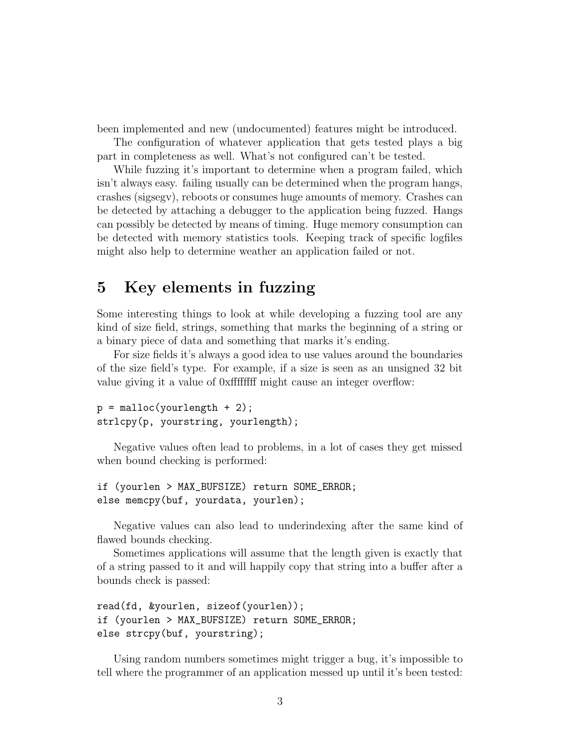been implemented and new (undocumented) features might be introduced.

The configuration of whatever application that gets tested plays a big part in completeness as well. What's not configured can't be tested.

While fuzzing it's important to determine when a program failed, which isn't always easy. failing usually can be determined when the program hangs, crashes (sigsegv), reboots or consumes huge amounts of memory. Crashes can be detected by attaching a debugger to the application being fuzzed. Hangs can possibly be detected by means of timing. Huge memory consumption can be detected with memory statistics tools. Keeping track of specific logfiles might also help to determine weather an application failed or not.

# 5 Key elements in fuzzing

Some interesting things to look at while developing a fuzzing tool are any kind of size field, strings, something that marks the beginning of a string or a binary piece of data and something that marks it's ending.

For size fields it's always a good idea to use values around the boundaries of the size field's type. For example, if a size is seen as an unsigned 32 bit value giving it a value of 0xffffffff might cause an integer overflow:

```
p = malloc(yourlength + 2);
strlcpy(p, yourstring, yourlength);
```

Negative values often lead to problems, in a lot of cases they get missed when bound checking is performed:

```
if (yourlen > MAX_BUFSIZE) return SOME_ERROR;
else memcpy(buf, yourdata, yourlen);
```

Negative values can also lead to underindexing after the same kind of flawed bounds checking.

Sometimes applications will assume that the length given is exactly that of a string passed to it and will happily copy that string into a buffer after a bounds check is passed:

```
read(fd, &yourlen, sizeof(yourlen));
if (yourlen > MAX_BUFSIZE) return SOME_ERROR;
else strcpy(buf, yourstring);
```

Using random numbers sometimes might trigger a bug, it's impossible to tell where the programmer of an application messed up until it's been tested: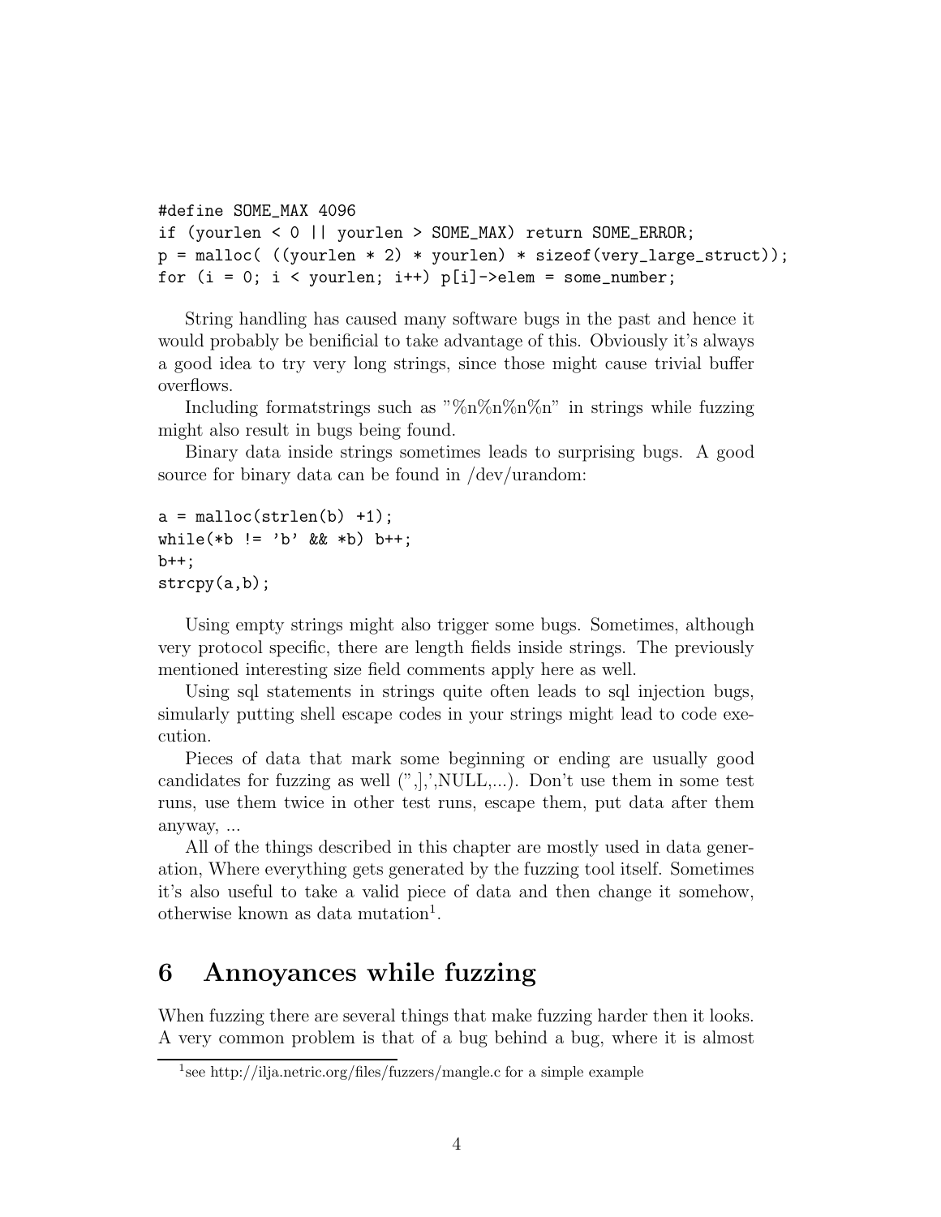```
#define SOME_MAX 4096
if (yourlen < 0 || yourlen > SOME_MAX) return SOME_ERROR;
p = malloc( ((yourlen * 2) * yourlen) * sizeof(very_large_struct));
for (i = 0; i < yourlen; i++) p[i]->elem = some_number;
```

String handling has caused many software bugs in the past and hence it would probably be benificial to take advantage of this. Obviously it's always a good idea to try very long strings, since those might cause trivial buffer overflows.

Including formatstrings such as "%n%n%n%n" in strings while fuzzing might also result in bugs being found.

Binary data inside strings sometimes leads to surprising bugs. A good source for binary data can be found in /dev/urandom:

```
a = malloc(strlen(b) +1);
while(*b != 'b' && *b) b++;
b++;
strcpy(a,b);
```

Using empty strings might also trigger some bugs. Sometimes, although very protocol specific, there are length fields inside strings. The previously mentioned interesting size field comments apply here as well.

Using sql statements in strings quite often leads to sql injection bugs, simularly putting shell escape codes in your strings might lead to code execution.

Pieces of data that mark some beginning or ending are usually good candidates for fuzzing as well (",],',NULL,...). Don't use them in some test runs, use them twice in other test runs, escape them, put data after them anyway, ...

All of the things described in this chapter are mostly used in data generation, Where everything gets generated by the fuzzing tool itself. Sometimes it's also useful to take a valid piece of data and then change it somehow, otherwise known as data mutation[1].

# 6 Annoyances while fuzzing

When fuzzing there are several things that make fuzzing harder then it looks. A very common problem is that of a bug behind a bug, where it is almost

[1] see http://ilja.netric.org/files/fuzzers/mangle.c for a simple example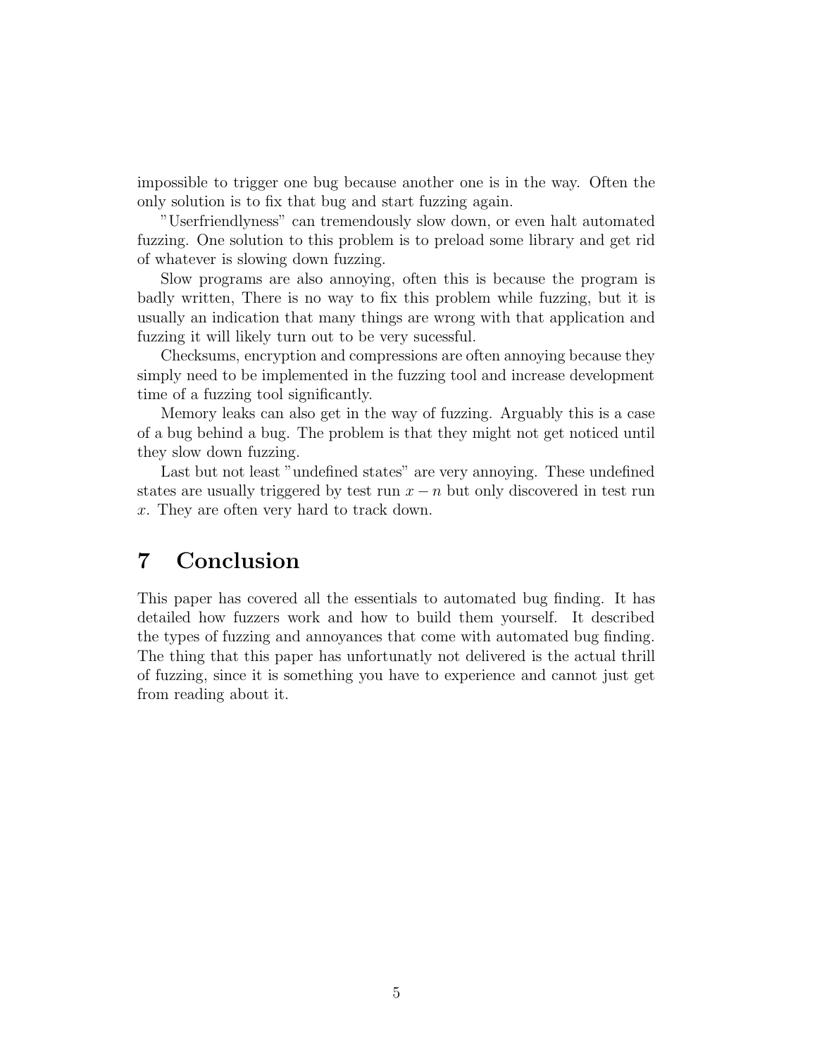impossible to trigger one bug because another one is in the way. Often the only solution is to fix that bug and start fuzzing again.

"Userfriendlyness" can tremendously slow down, or even halt automated fuzzing. One solution to this problem is to preload some library and get rid of whatever is slowing down fuzzing.

Slow programs are also annoying, often this is because the program is badly written, There is no way to fix this problem while fuzzing, but it is usually an indication that many things are wrong with that application and fuzzing it will likely turn out to be very sucessful.

Checksums, encryption and compressions are often annoying because they simply need to be implemented in the fuzzing tool and increase development time of a fuzzing tool significantly.

Memory leaks can also get in the way of fuzzing. Arguably this is a case of a bug behind a bug. The problem is that they might not get noticed until they slow down fuzzing.

Last but not least "undefined states" are very annoying. These undefined states are usually triggered by test run $x - n$ but only discovered in test run $x$. They are often very hard to track down.

# 7 Conclusion

This paper has covered all the essentials to automated bug finding. It has detailed how fuzzers work and how to build them yourself. It described the types of fuzzing and annoyances that come with automated bug finding. The thing that this paper has unfortunatly not delivered is the actual thrill of fuzzing, since it is something you have to experience and cannot just get from reading about it.